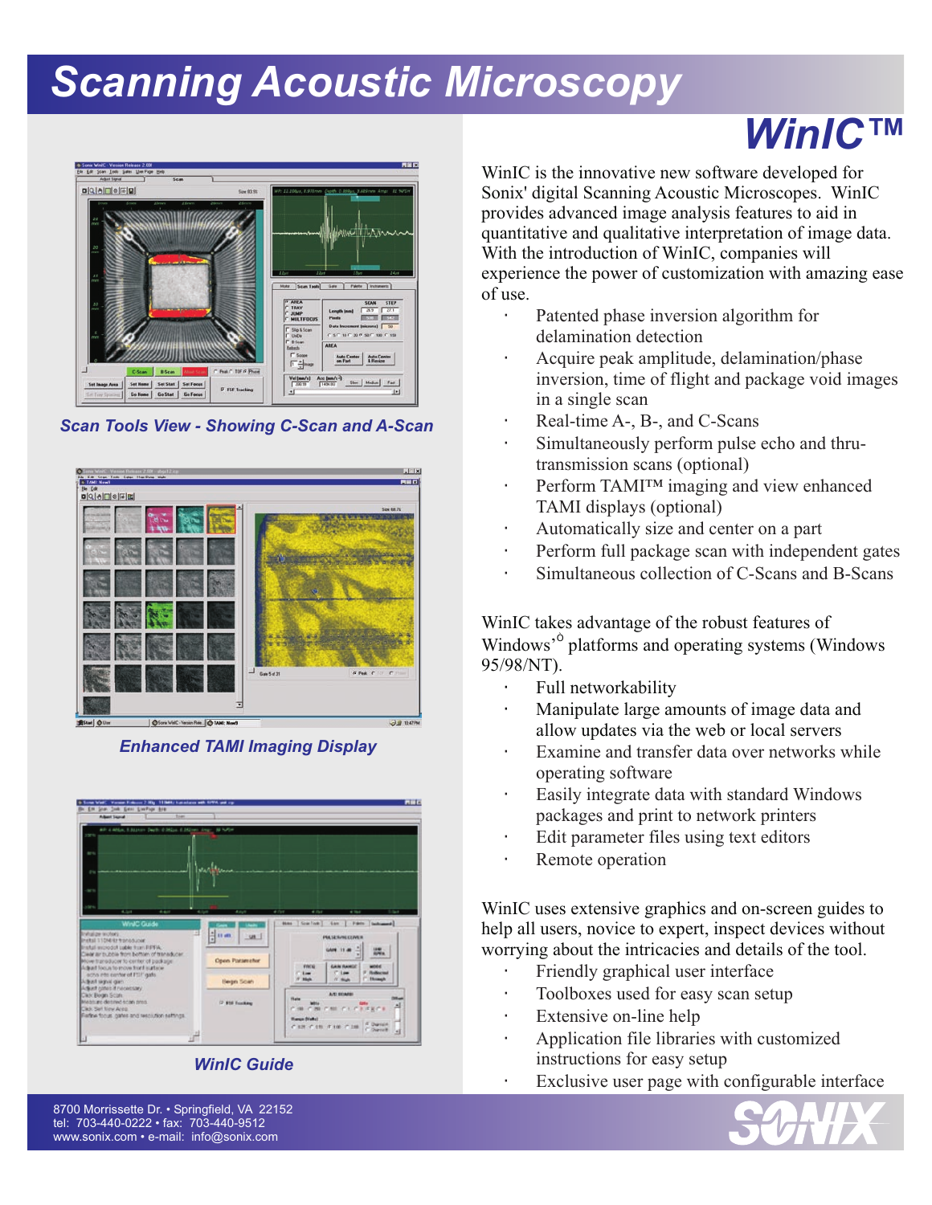# Scanning Acoustic Microscopy

*Scan Tools View - Showing C-Scan and A-Scan*

*Enhanced TAMI Imaging Display*

*WinIC Guide*

## WinIC™

WinIC is the innovative new software developed for Sonix' digital Scanning Acoustic Microscopes. WinIC provides advanced image analysis features to aid in quantitative and qualitative interpretation of image data. With the introduction of WinIC, companies will experience the power of customization with amazing ease of use.

- Patented phase inversion algorithm for delamination detection
- Acquire peak amplitude, delamination/phase inversion, time of flight and package void images in a single scan
- Real-time A-, B-, and C-Scans
- Simultaneously perform pulse echo and thru-transmission scans (optional)
- Perform TAMI™ imaging and view enhanced TAMI displays (optional)
- Automatically size and center on a part
- Perform full package scan with independent gates
- Simultaneous collection of C-Scans and B-Scans

WinIC takes advantage of the robust features of Windows'® platforms and operating systems (Windows 95/98/NT).

- Full networkability
- Manipulate large amounts of image data and allow updates via the web or local servers
- Examine and transfer data over networks while operating software
- Easily integrate data with standard Windows packages and print to network printers
- Edit parameter files using text editors
- Remote operation

WinIC uses extensive graphics and on-screen guides to help all users, novice to expert, inspect devices without worrying about the intricacies and details of the tool.

- Friendly graphical user interface
- Toolboxes used for easy scan setup
- Extensive on-line help
- Application file libraries with customized instructions for easy setup
- Exclusive user page with configurable interface

8700 Morrissette Dr. • Springfield, VA 22152
tel: 703-440-0222 • fax: 703-440-9512
www.sonix.com • e-mail: info@sonix.com

SONIX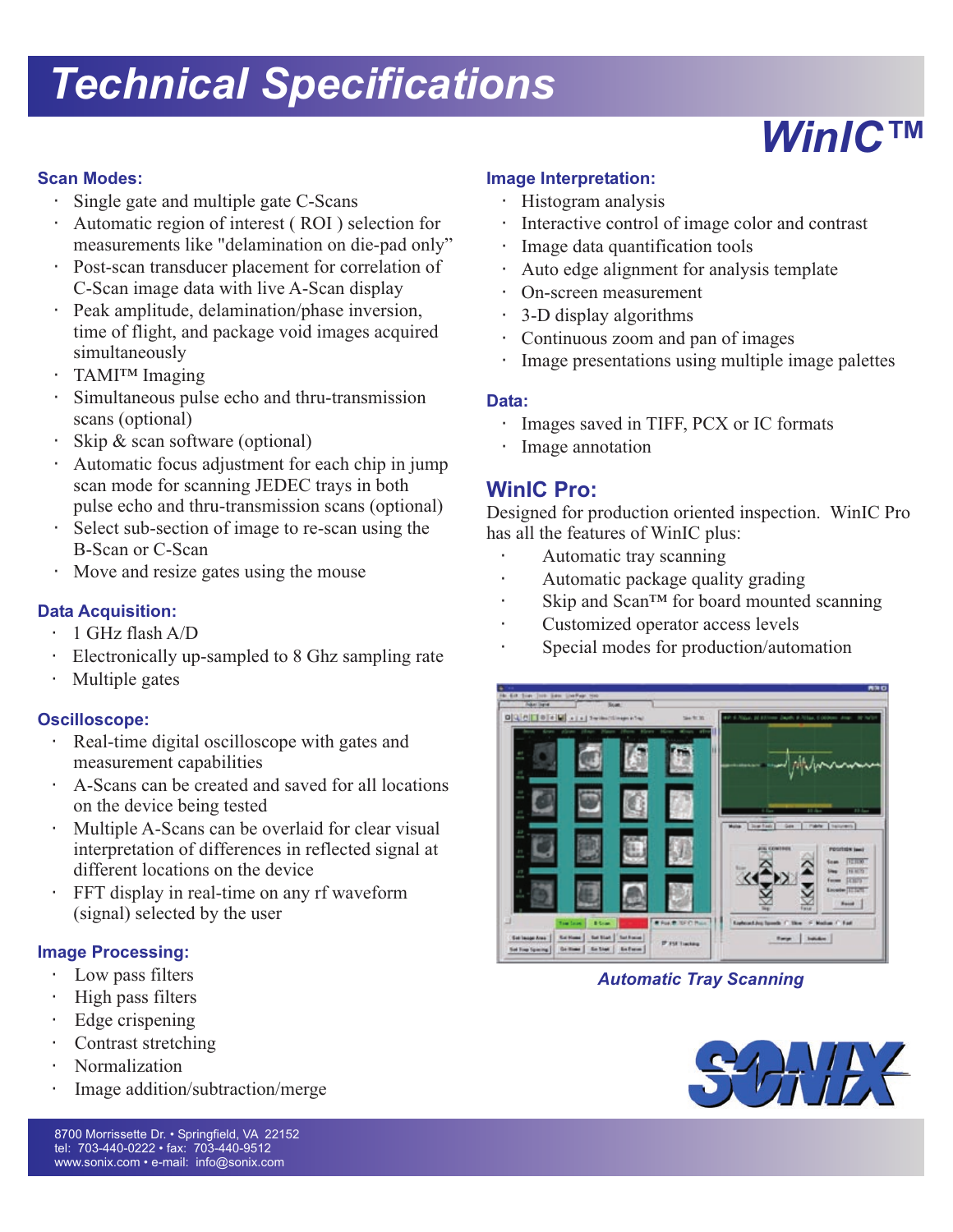# Technical Specifications

## WinIC™

### Scan Modes:

- Single gate and multiple gate C-Scans
- Automatic region of interest ( ROI ) selection for measurements like "delamination on die-pad only"
- Post-scan transducer placement for correlation of C-Scan image data with live A-Scan display
- Peak amplitude, delamination/phase inversion, time of flight, and package void images acquired simultaneously
- TAMI™ Imaging
- Simultaneous pulse echo and thru-transmission scans (optional)
- Skip & scan software (optional)
- Automatic focus adjustment for each chip in jump scan mode for scanning JEDEC trays in both pulse echo and thru-transmission scans (optional)
- Select sub-section of image to re-scan using the B-Scan or C-Scan
- Move and resize gates using the mouse

### Data Acquisition:

- 1 GHz flash A/D
- Electronically up-sampled to 8 Ghz sampling rate
- Multiple gates

### Oscilloscope:

- Real-time digital oscilloscope with gates and measurement capabilities
- A-Scans can be created and saved for all locations on the device being tested
- Multiple A-Scans can be overlaid for clear visual interpretation of differences in reflected signal at different locations on the device
- FFT display in real-time on any rf waveform (signal) selected by the user

### Image Processing:

- Low pass filters
- High pass filters
- Edge crispening
- Contrast stretching
- Normalization
- Image addition/subtraction/merge

### Image Interpretation:

- Histogram analysis
- Interactive control of image color and contrast
- Image data quantification tools
- Auto edge alignment for analysis template
- On-screen measurement
- 3-D display algorithms
- Continuous zoom and pan of images
- Image presentations using multiple image palettes

### Data:

- Images saved in TIFF, PCX or IC formats
- Image annotation

## WinIC Pro:

Designed for production oriented inspection. WinIC Pro has all the features of WinIC plus:

- Automatic tray scanning
- Automatic package quality grading
- Skip and Scan™ for board mounted scanning
- Customized operator access levels
- Special modes for production/automation

*Automatic Tray Scanning*

SONIX

8700 Morrissette Dr. • Springfield, VA 22152
tel: 703-440-0222 • fax: 703-440-9512
www.sonix.com • e-mail: info@sonix.com